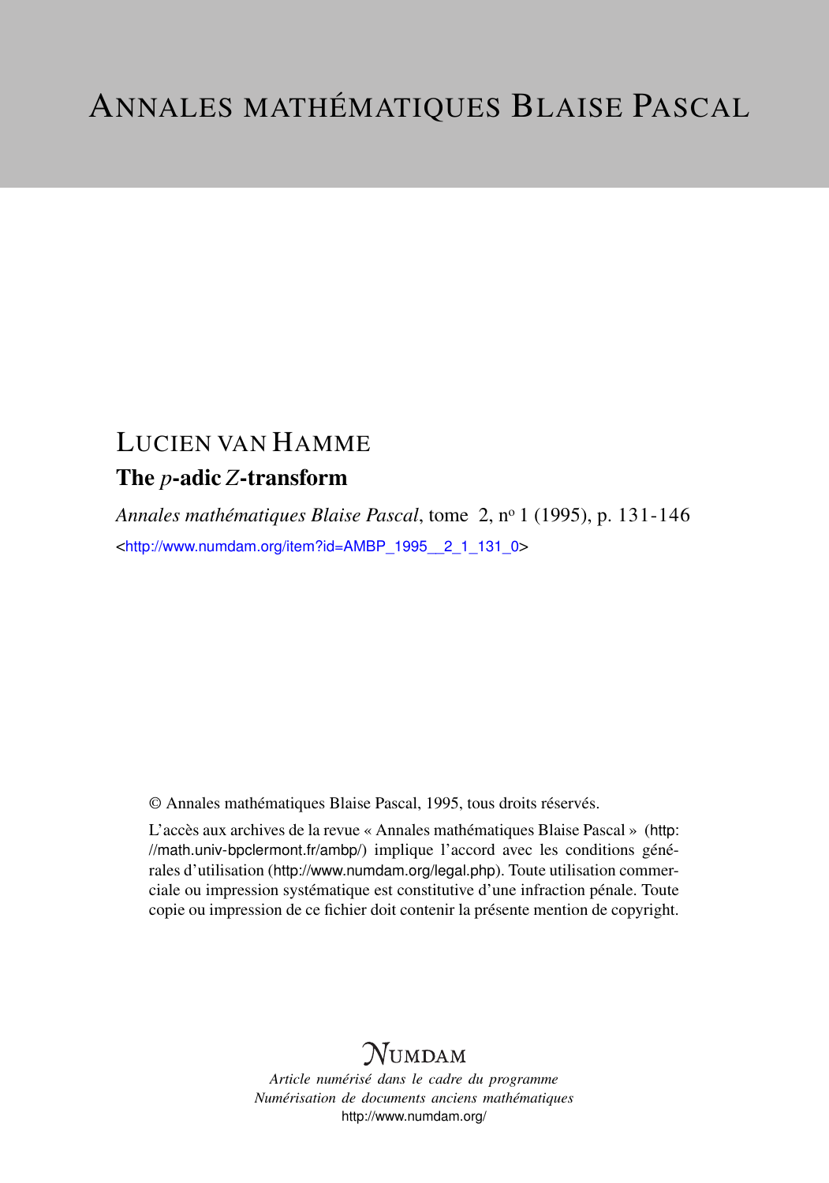# Annales mathématiques Blaise Pascal

## Lucien van Hamme

### The $p$-adic $Z$-transform

*Annales mathématiques Blaise Pascal*, tome 2, nº 1 (1995), p. 131-146

<http://www.numdam.org/item?id=AMBP_1995__2_1_131_0>

© Annales mathématiques Blaise Pascal, 1995, tous droits réservés.

L'accès aux archives de la revue « Annales mathématiques Blaise Pascal » (http://math.univ-bpclermont.fr/ambp/) implique l'accord avec les conditions générales d'utilisation (http://www.numdam.org/legal.php). Toute utilisation commerciale ou impression systématique est constitutive d'une infraction pénale. Toute copie ou impression de ce fichier doit contenir la présente mention de copyright.

NUMDAM

*Article numérisé dans le cadre du programme Numérisation de documents anciens mathématiques*

http://www.numdam.org/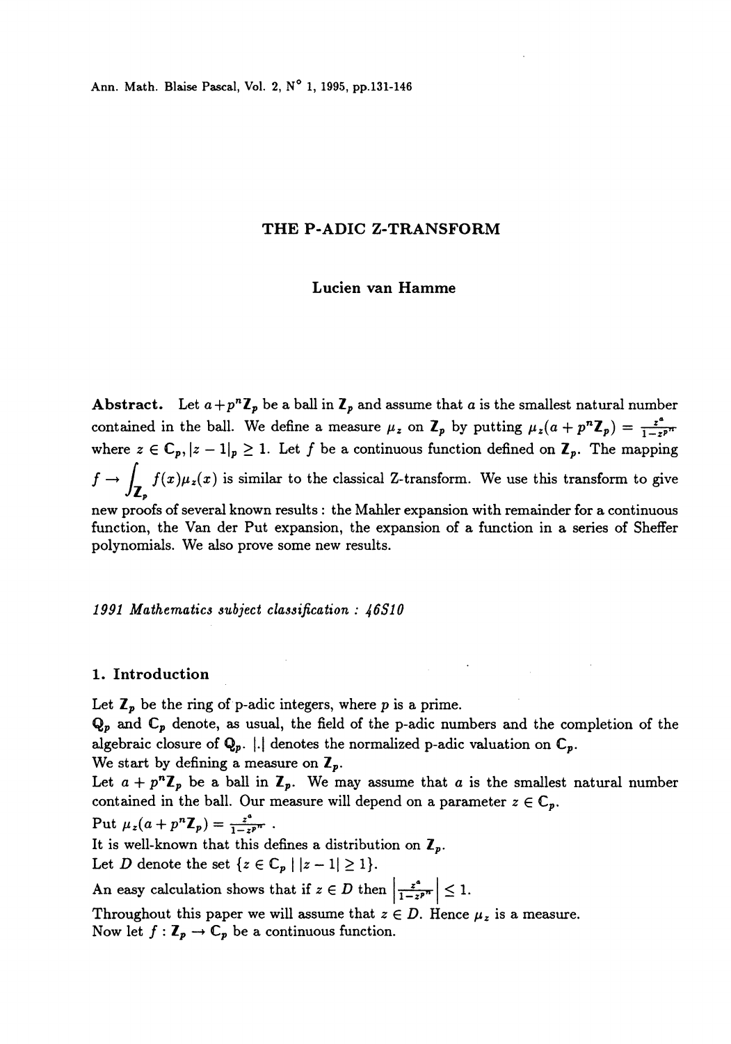# THE P-ADIC Z-TRANSFORM

**Lucien van Hamme**

**Abstract.** Let $a+p^n\mathbb{Z}_p$ be a ball in $\mathbb{Z}_p$ and assume that $a$ is the smallest natural number contained in the ball. We define a measure $\mu_z$ on $\mathbb{Z}_p$ by putting $\mu_z(a+p^n\mathbb{Z}_p) = \frac{z^a}{1-z^{p^n}}$ where $z \in \mathbb{C}_p, |z-1|_p \geq 1$. Let $f$ be a continuous function defined on $\mathbb{Z}_p$. The mapping $f \to \int_{\mathbb{Z}_p} f(x)\mu_z(x)$ is similar to the classical Z-transform. We use this transform to give new proofs of several known results : the Mahler expansion with remainder for a continuous function, the Van der Put expansion, the expansion of a function in a series of Sheffer polynomials. We also prove some new results.

*1991 Mathematics subject classification : 46S10*

## 1. Introduction

Let $\mathbb{Z}_p$ be the ring of p-adic integers, where $p$ is a prime.

$\mathbb{Q}_p$ and $\mathbb{C}_p$ denote, as usual, the field of the p-adic numbers and the completion of the algebraic closure of $\mathbb{Q}_p$. $|.|$ denotes the normalized p-adic valuation on $\mathbb{C}_p$.

We start by defining a measure on $\mathbb{Z}_p$.

Let $a+p^n\mathbb{Z}_p$ be a ball in $\mathbb{Z}_p$. We may assume that $a$ is the smallest natural number contained in the ball. Our measure will depend on a parameter $z \in \mathbb{C}_p$.

Put $\mu_z(a+p^n\mathbb{Z}_p) = \frac{z^a}{1-z^{p^n}}$ .

It is well-known that this defines a distribution on $\mathbb{Z}_p$.

Let $D$ denote the set $\{z \in \mathbb{C}_p \mid |z-1| \geq 1\}$.

An easy calculation shows that if $z \in D$ then $\left|\frac{z^a}{1-z^{p^n}}\right| \leq 1$.

Throughout this paper we will assume that $z \in D$. Hence $\mu_z$ is a measure.

Now let $f : \mathbb{Z}_p \to \mathbb{C}_p$ be a continuous function.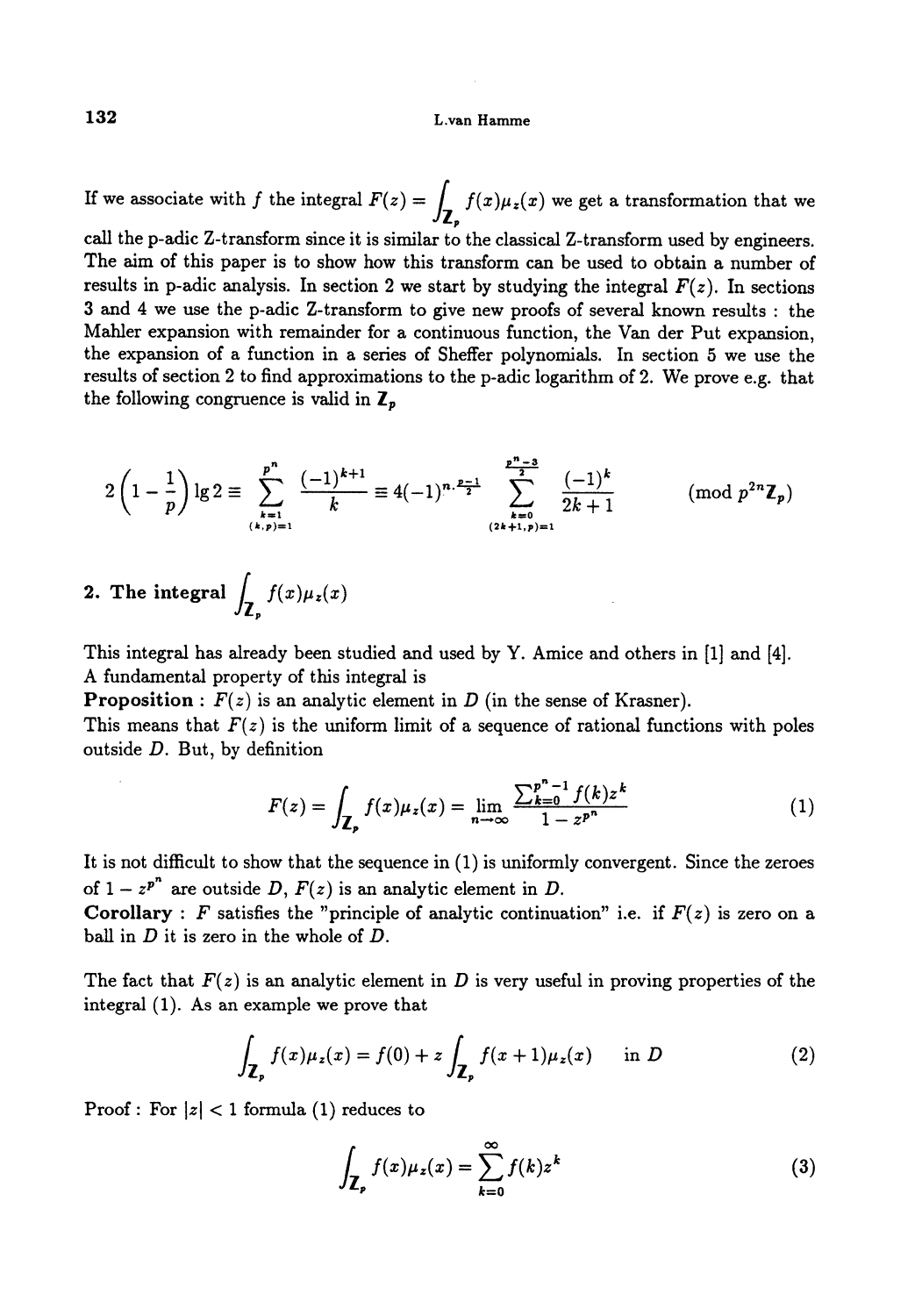If we associate with $f$ the integral $F(z) = \int_{\mathbf{Z}_p} f(x)\mu_z(x)$ we get a transformation that we call the p-adic Z-transform since it is similar to the classical Z-transform used by engineers. The aim of this paper is to show how this transform can be used to obtain a number of results in p-adic analysis. In section 2 we start by studying the integral $F(z)$. In sections 3 and 4 we use the p-adic Z-transform to give new proofs of several known results : the Mahler expansion with remainder for a continuous function, the Van der Put expansion, the expansion of a function in a series of Sheffer polynomials. In section 5 we use the results of section 2 to find approximations to the p-adic logarithm of 2. We prove e.g. that the following congruence is valid in $\mathbf{Z}_p$

$$2\left(1-\frac{1}{p}\right)\lg 2 \equiv \sum_{\substack{k=1 \\ (k,p)=1}}^{p^n} \frac{(-1)^{k+1}}{k} \equiv 4(-1)^{n\cdot\frac{p-1}{2}} \sum_{\substack{k=0 \\ (2k+1,p)=1}}^{\frac{p^n-3}{2}} \frac{(-1)^k}{2k+1} \qquad (\text{mod } p^{2n}\mathbf{Z}_p)$$

## 2. The integral $\int_{\mathbf{Z}_p} f(x)\mu_z(x)$

This integral has already been studied and used by Y. Amice and others in [1] and [4]. A fundamental property of this integral is

**Proposition** : $F(z)$ is an analytic element in $D$ (in the sense of Krasner).

This means that $F(z)$ is the uniform limit of a sequence of rational functions with poles outside $D$. But, by definition

$$F(z) = \int_{\mathbf{Z}_p} f(x)\mu_z(x) = \lim_{n\to\infty} \frac{\sum_{k=0}^{p^n-1} f(k)z^k}{1-z^{p^n}} \tag{1}$$

It is not difficult to show that the sequence in (1) is uniformly convergent. Since the zeroes of $1-z^{p^n}$ are outside $D$, $F(z)$ is an analytic element in $D$.

**Corollary** : $F$ satisfies the "principle of analytic continuation" i.e. if $F(z)$ is zero on a ball in $D$ it is zero in the whole of $D$.

The fact that $F(z)$ is an analytic element in $D$ is very useful in proving properties of the integral (1). As an example we prove that

$$\int_{\mathbf{Z}_p} f(x)\mu_z(x) = f(0) + z\int_{\mathbf{Z}_p} f(x+1)\mu_z(x) \qquad \text{in } D \tag{2}$$

Proof : For $|z| < 1$ formula (1) reduces to

$$\int_{\mathbf{Z}_p} f(x)\mu_z(x) = \sum_{k=0}^{\infty} f(k)z^k \tag{3}$$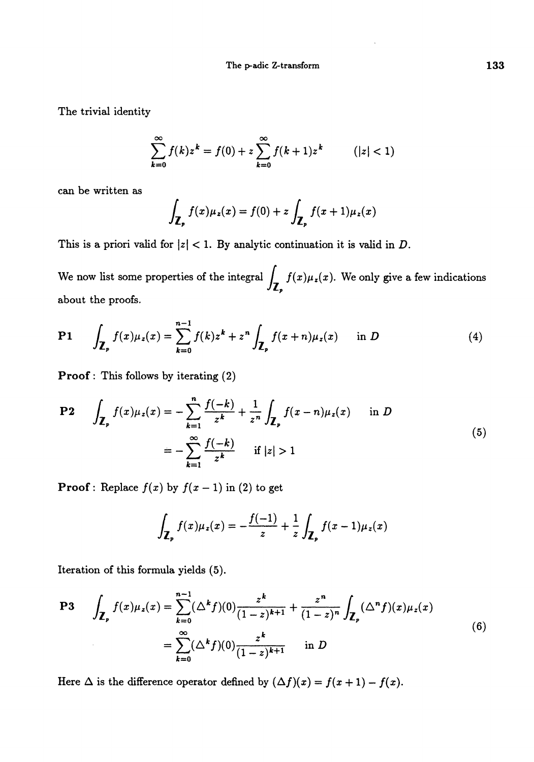The trivial identity

$$\sum_{k=0}^{\infty} f(k)z^k = f(0) + z\sum_{k=0}^{\infty} f(k+1)z^k \qquad (|z|<1)$$

can be written as

$$\int_{\mathbf{Z}_p} f(x)\mu_z(x) = f(0) + z\int_{\mathbf{Z}_p} f(x+1)\mu_z(x)$$

This is a priori valid for $|z| < 1$. By analytic continuation it is valid in $D$.

We now list some properties of the integral $\int_{\mathbf{Z}_p} f(x)\mu_z(x)$. We only give a few indications about the proofs.

**P1** $$\int_{\mathbf{Z}_p} f(x)\mu_z(x) = \sum_{k=0}^{n-1} f(k)z^k + z^n \int_{\mathbf{Z}_p} f(x+n)\mu_z(x) \quad \text{in } D \tag{4}$$

**Proof** : This follows by iterating (2)

**P2** $$\begin{aligned}\int_{\mathbf{Z}_p} f(x)\mu_z(x) &= -\sum_{k=1}^{n} \frac{f(-k)}{z^k} + \frac{1}{z^n}\int_{\mathbf{Z}_p} f(x-n)\mu_z(x) \quad \text{in } D \\ &= -\sum_{k=1}^{\infty} \frac{f(-k)}{z^k} \quad \text{if } |z|>1\end{aligned} \tag{5}$$

**Proof** : Replace $f(x)$ by $f(x-1)$ in (2) to get

$$\int_{\mathbf{Z}_p} f(x)\mu_z(x) = -\frac{f(-1)}{z} + \frac{1}{z}\int_{\mathbf{Z}_p} f(x-1)\mu_z(x)$$

Iteration of this formula yields (5).

**P3** $$\begin{aligned}\int_{\mathbf{Z}_p} f(x)\mu_z(x) &= \sum_{k=0}^{n-1} (\Delta^k f)(0)\frac{z^k}{(1-z)^{k+1}} + \frac{z^n}{(1-z)^n}\int_{\mathbf{Z}_p} (\Delta^n f)(x)\mu_z(x) \\ &= \sum_{k=0}^{\infty} (\Delta^k f)(0)\frac{z^k}{(1-z)^{k+1}} \quad \text{in } D\end{aligned} \tag{6}$$

Here $\Delta$ is the difference operator defined by $(\Delta f)(x) = f(x+1) - f(x)$.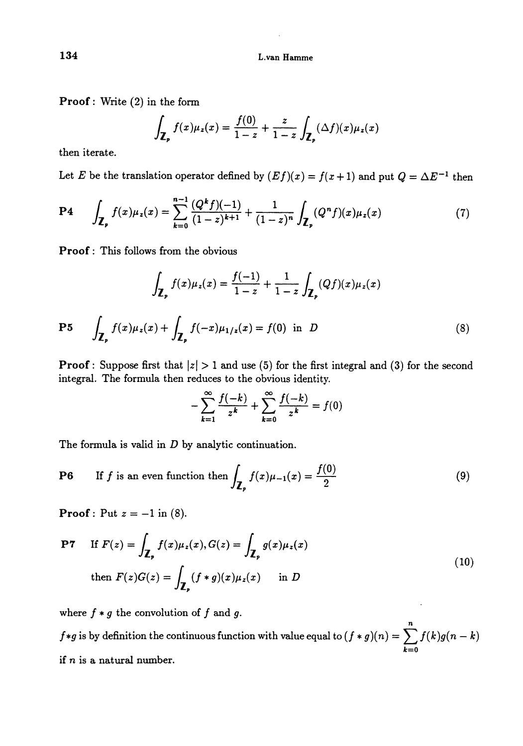**Proof** : Write (2) in the form

$$\int_{\mathbf{Z}_p} f(x)\mu_z(x) = \frac{f(0)}{1-z} + \frac{z}{1-z}\int_{\mathbf{Z}_p} (\Delta f)(x)\mu_z(x)$$

then iterate.

Let $E$ be the translation operator defined by $(Ef)(x) = f(x+1)$ and put $Q = \Delta E^{-1}$ then

**P4** $$\int_{\mathbf{Z}_p} f(x)\mu_z(x) = \sum_{k=0}^{n-1} \frac{(Q^k f)(-1)}{(1-z)^{k+1}} + \frac{1}{(1-z)^n}\int_{\mathbf{Z}_p} (Q^n f)(x)\mu_z(x) \tag{7}$$

**Proof** : This follows from the obvious

$$\int_{\mathbf{Z}_p} f(x)\mu_z(x) = \frac{f(-1)}{1-z} + \frac{1}{1-z}\int_{\mathbf{Z}_p} (Qf)(x)\mu_z(x)$$

**P5** $$\int_{\mathbf{Z}_p} f(x)\mu_z(x) + \int_{\mathbf{Z}_p} f(-x)\mu_{1/z}(x) = f(0) \text{ in } D \tag{8}$$

**Proof** : Suppose first that $|z| > 1$ and use (5) for the first integral and (3) for the second integral. The formula then reduces to the obvious identity.

$$-\sum_{k=1}^{\infty} \frac{f(-k)}{z^k} + \sum_{k=0}^{\infty} \frac{f(-k)}{z^k} = f(0)$$

The formula is valid in $D$ by analytic continuation.

**P6** If $f$ is an even function then $\int_{\mathbf{Z}_p} f(x)\mu_{-1}(x) = \frac{f(0)}{2}$ (9)

**Proof** : Put $z = -1$ in (8).

**P7** If $F(z) = \int_{\mathbf{Z}_p} f(x)\mu_z(x), G(z) = \int_{\mathbf{Z}_p} g(x)\mu_z(x)$

then $F(z)G(z) = \int_{\mathbf{Z}_p} (f * g)(x)\mu_z(x)$ in $D$ (10)

where $f * g$ the convolution of $f$ and $g$.

$f * g$ is by definition the continuous function with value equal to $(f * g)(n) = \sum_{k=0}^{n} f(k)g(n-k)$ if $n$ is a natural number.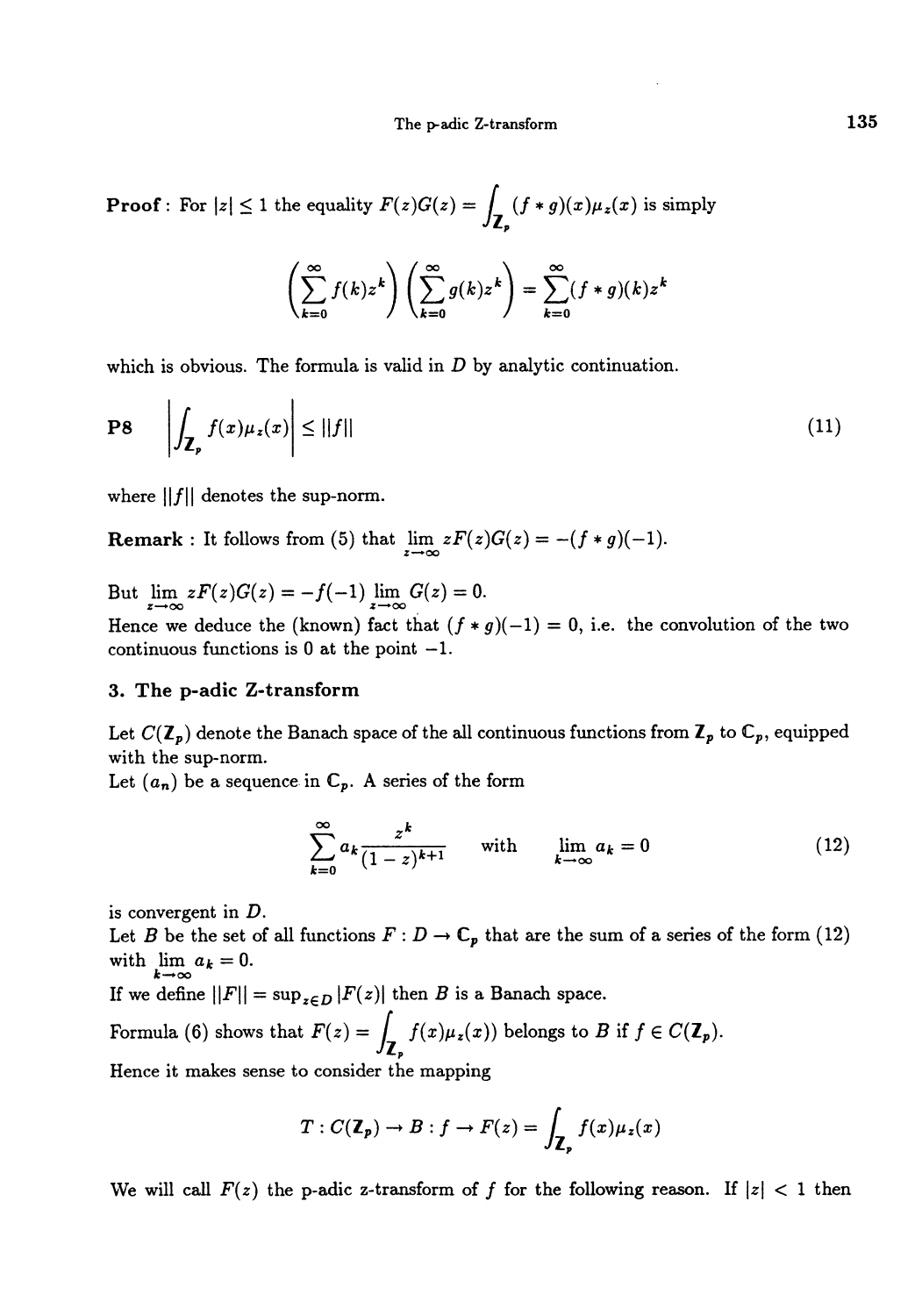**Proof** : For $|z| \leq 1$ the equality $F(z)G(z) = \int_{\mathbb{Z}_p} (f * g)(x)\mu_z(x)$ is simply

$$\left(\sum_{k=0}^{\infty} f(k)z^k\right)\left(\sum_{k=0}^{\infty} g(k)z^k\right) = \sum_{k=0}^{\infty} (f * g)(k)z^k$$

which is obvious. The formula is valid in $D$ by analytic continuation.

**P8** $$\left|\int_{\mathbb{Z}_p} f(x)\mu_z(x)\right| \leq ||f|| \tag{11}$$

where $||f||$ denotes the sup-norm.

**Remark** : It follows from (5) that $\lim_{z\to\infty} zF(z)G(z) = -(f * g)(-1)$.

But $\lim_{z\to\infty} zF(z)G(z) = -f(-1)\lim_{z\to\infty} G(z) = 0$.

Hence we deduce the (known) fact that $(f * g)(-1) = 0$, i.e. the convolution of the two continuous functions is 0 at the point $-1$.

### 3. The p-adic Z-transform

Let $C(\mathbb{Z}_p)$ denote the Banach space of the all continuous functions from $\mathbb{Z}_p$ to $\mathbb{C}_p$, equipped with the sup-norm.

Let $(a_n)$ be a sequence in $\mathbb{C}_p$. A series of the form

$$\sum_{k=0}^{\infty} a_k \frac{z^k}{(1-z)^{k+1}} \qquad \text{with} \qquad \lim_{k\to\infty} a_k = 0 \tag{12}$$

is convergent in $D$.

Let $B$ be the set of all functions $F : D \to \mathbb{C}_p$ that are the sum of a series of the form (12) with $\lim_{k\to\infty} a_k = 0$.

If we define $||F|| = \sup_{z\in D} |F(z)|$ then $B$ is a Banach space.

Formula (6) shows that $F(z) = \int_{\mathbb{Z}_p} f(x)\mu_z(x))$ belongs to $B$ if $f \in C(\mathbb{Z}_p)$.

Hence it makes sense to consider the mapping

$$T : C(\mathbb{Z}_p) \to B : f \to F(z) = \int_{\mathbb{Z}_p} f(x)\mu_z(x)$$

We will call $F(z)$ the p-adic z-transform of $f$ for the following reason. If $|z| < 1$ then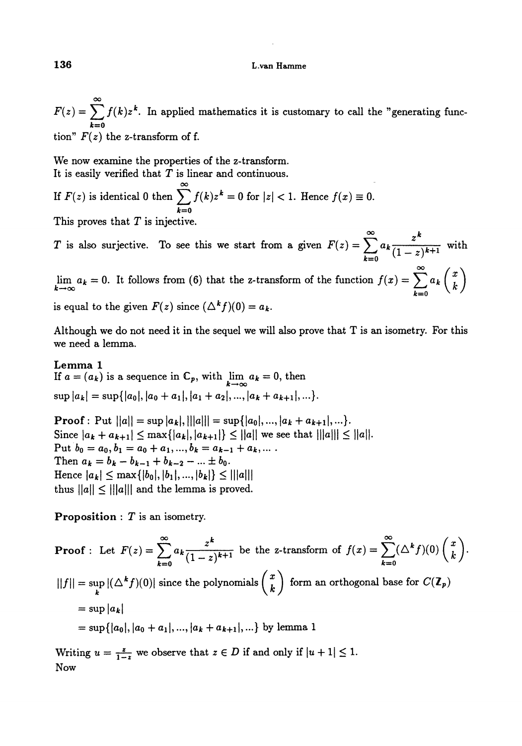$F(z) = \sum_{k=0}^{\infty} f(k)z^k$. In applied mathematics it is customary to call the "generating function" $F(z)$ the z-transform of f.

We now examine the properties of the z-transform.
It is easily verified that $T$ is linear and continuous.

If $F(z)$ is identical 0 then $\sum_{k=0}^{\infty} f(k)z^k = 0$ for $|z| < 1$. Hence $f(x) \equiv 0$.
This proves that $T$ is injective.

$T$ is also surjective. To see this we start from a given $F(z) = \sum_{k=0}^{\infty} a_k \frac{z^k}{(1-z)^{k+1}}$ with $\lim_{k\to\infty} a_k = 0$. It follows from (6) that the z-transform of the function $f(x) = \sum_{k=0}^{\infty} a_k \binom{x}{k}$ is equal to the given $F(z)$ since $(\Delta^k f)(0) = a_k$.

Although we do not need it in the sequel we will also prove that T is an isometry. For this we need a lemma.

**Lemma 1**
If $a = (a_k)$ is a sequence in $\mathbb{C}_p$, with $\lim_{k\to\infty} a_k = 0$, then
$\sup |a_k| = \sup\{|a_0|, |a_0 + a_1|, |a_1 + a_2|, ..., |a_k + a_{k+1}|, ...\}$.

**Proof**: Put $||a|| = \sup |a_k|, |||a||| = \sup\{|a_0|, ..., |a_k + a_{k+1}|, ...\}$.
Since $|a_k + a_{k+1}| \leq \max\{|a_k|, |a_{k+1}|\} \leq ||a||$ we see that $|||a||| \leq ||a||$.
Put $b_0 = a_0, b_1 = a_0 + a_1, ..., b_k = a_{k-1} + a_k, ...$ .
Then $a_k = b_k - b_{k-1} + b_{k-2} - ... \pm b_0$.
Hence $|a_k| \leq \max\{|b_0|, |b_1|, ..., |b_k|\} \leq |||a|||$
thus $||a|| \leq |||a|||$ and the lemma is proved.

**Proposition** : $T$ is an isometry.

**Proof** : Let $F(z) = \sum_{k=0}^{\infty} a_k \frac{z^k}{(1-z)^{k+1}}$ be the z-transform of $f(x) = \sum_{k=0}^{\infty} (\Delta^k f)(0) \binom{x}{k}$.

$$||f|| = \sup_k |(\Delta^k f)(0)| \text{ since the polynomials } \binom{x}{k} \text{ form an orthogonal base for } C(\mathbb{Z}_p)$$

$$= \sup |a_k|$$

$$= \sup\{|a_0|, |a_0 + a_1|, ..., |a_k + a_{k+1}|, ...\} \text{ by lemma 1}$$

Writing $u = \frac{z}{1-z}$ we observe that $z \in D$ if and only if $|u + 1| \leq 1$.
Now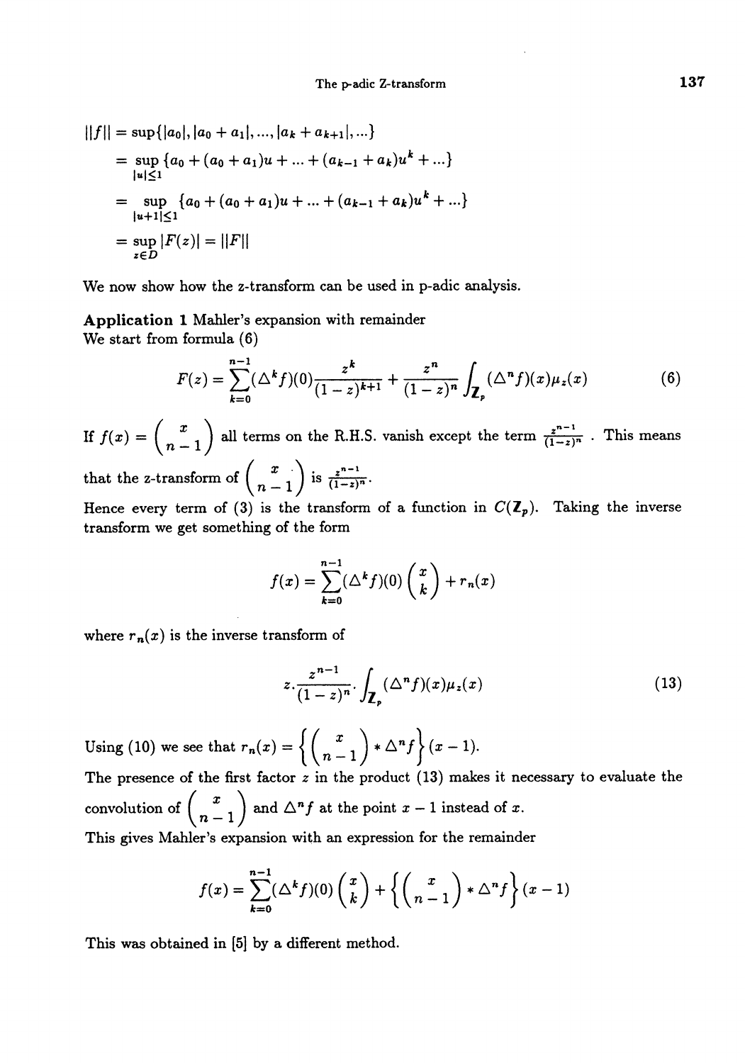$$
\begin{aligned}
||f|| &= \sup\{|a_0|, |a_0 + a_1|, ..., |a_k + a_{k+1}|, ...\} \\
&= \sup_{|u|\leq 1} \{a_0 + (a_0 + a_1)u + ... + (a_{k-1} + a_k)u^k + ...\} \\
&= \sup_{|u+1|\leq 1} \{a_0 + (a_0 + a_1)u + ... + (a_{k-1} + a_k)u^k + ...\} \\
&= \sup_{z\in D} |F(z)| = ||F||
\end{aligned}
$$

We now show how the z-transform can be used in p-adic analysis.

**Application 1** Mahler's expansion with remainder
We start from formula (6)

$$
F(z) = \sum_{k=0}^{n-1} (\Delta^k f)(0) \frac{z^k}{(1-z)^{k+1}} + \frac{z^n}{(1-z)^n} \int_{\mathbb{Z}_p} (\Delta^n f)(x) \mu_z(x) \tag{6}
$$

If $f(x) = \binom{x}{n-1}$ all terms on the R.H.S. vanish except the term $\frac{z^{n-1}}{(1-z)^n}$. This means that the z-transform of $\binom{x}{n-1}$ is $\frac{z^{n-1}}{(1-z)^n}$.
Hence every term of (3) is the transform of a function in $C(\mathbb{Z}_p)$. Taking the inverse transform we get something of the form

$$
f(x) = \sum_{k=0}^{n-1} (\Delta^k f)(0) \binom{x}{k} + r_n(x)
$$

where $r_n(x)$ is the inverse transform of

$$
z . \frac{z^{n-1}}{(1-z)^n} . \int_{\mathbb{Z}_p} (\Delta^n f)(x) \mu_z(x) \tag{13}
$$

Using (10) we see that $r_n(x) = \left\{ \binom{x}{n-1} * \Delta^n f \right\} (x-1)$.
The presence of the first factor $z$ in the product (13) makes it necessary to evaluate the convolution of $\binom{x}{n-1}$ and $\Delta^n f$ at the point $x - 1$ instead of $x$.
This gives Mahler's expansion with an expression for the remainder

$$
f(x) = \sum_{k=0}^{n-1} (\Delta^k f)(0) \binom{x}{k} + \left\{ \binom{x}{n-1} * \Delta^n f \right\} (x-1)
$$

This was obtained in [5] by a different method.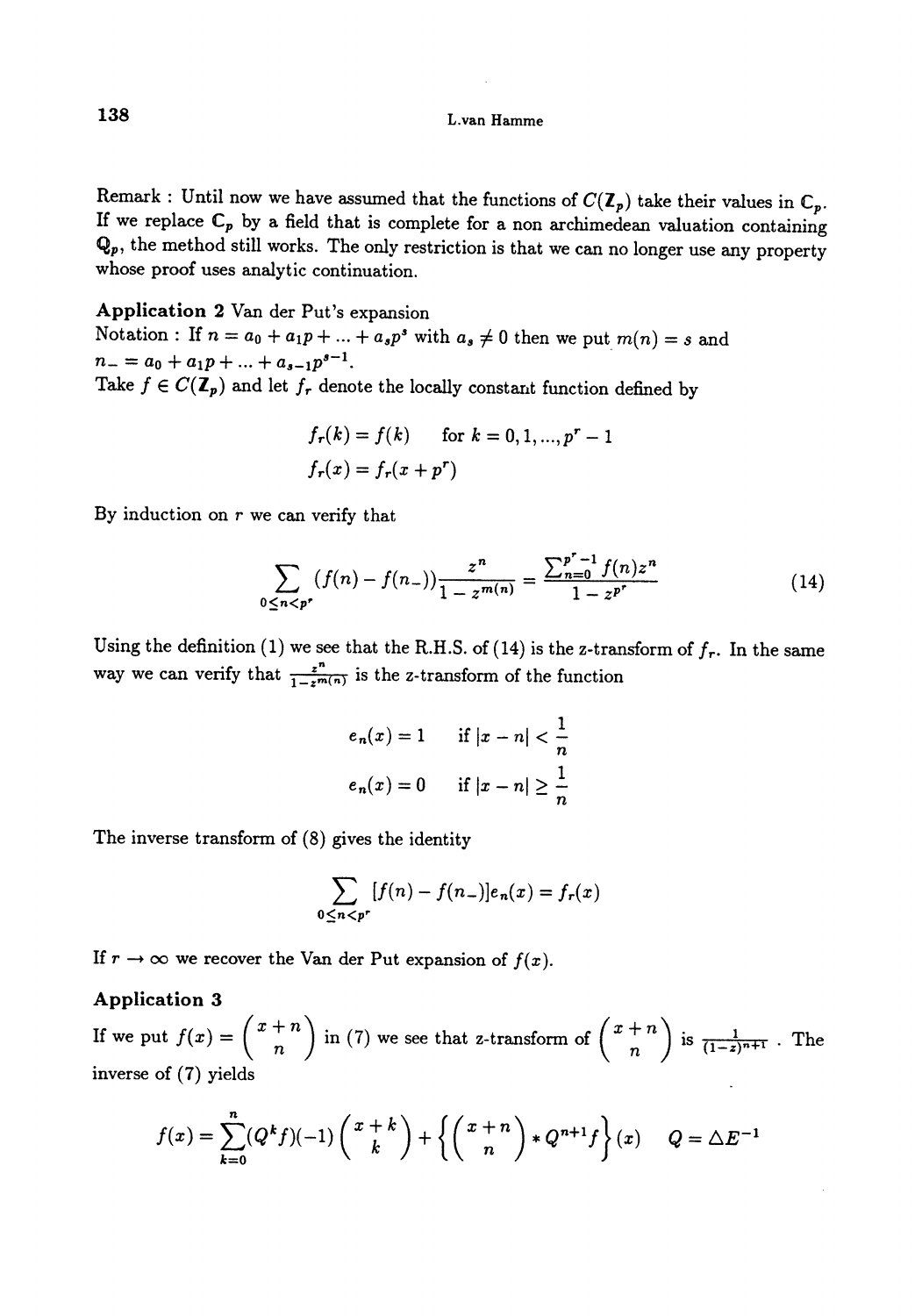Remark : Until now we have assumed that the functions of $C(\mathbb{Z}_p)$ take their values in $\mathbb{C}_p$. If we replace $\mathbb{C}_p$ by a field that is complete for a non archimedean valuation containing $\mathbb{Q}_p$, the method still works. The only restriction is that we can no longer use any property whose proof uses analytic continuation.

**Application 2** Van der Put's expansion

Notation : If $n = a_0 + a_1 p + \ldots + a_s p^s$ with $a_s \neq 0$ then we put $m(n) = s$ and $n_- = a_0 + a_1 p + \ldots + a_{s-1} p^{s-1}$.

Take $f \in C(\mathbb{Z}_p)$ and let $f_r$ denote the locally constant function defined by

$$f_r(k) = f(k) \qquad \text{for } k = 0, 1, \ldots, p^r - 1$$

$$f_r(x) = f_r(x + p^r)$$

By induction on $r$ we can verify that

$$\sum_{0 \leq n < p^r} (f(n) - f(n_-)) \frac{z^n}{1 - z^{m(n)}} = \frac{\sum_{n=0}^{p^r - 1} f(n) z^n}{1 - z^{p^r}} \tag{14}$$

Using the definition (1) we see that the R.H.S. of (14) is the z-transform of $f_r$. In the same way we can verify that $\frac{z^n}{1 - z^{m(n)}}$ is the z-transform of the function

$$e_n(x) = 1 \qquad \text{if } |x - n| < \frac{1}{n}$$

$$e_n(x) = 0 \qquad \text{if } |x - n| \geq \frac{1}{n}$$

The inverse transform of (8) gives the identity

$$\sum_{0 \leq n < p^r} [f(n) - f(n_-)] e_n(x) = f_r(x)$$

If $r \to \infty$ we recover the Van der Put expansion of $f(x)$.

**Application 3**

If we put $f(x) = \binom{x+n}{n}$ in (7) we see that z-transform of $\binom{x+n}{n}$ is $\frac{1}{(1-z)^{n+1}}$ . The inverse of (7) yields

$$f(x) = \sum_{k=0}^{n} (Q^k f)(-1) \binom{x+k}{k} + \left\{ \binom{x+n}{n} * Q^{n+1} f \right\}(x) \qquad Q = \Delta E^{-1}$$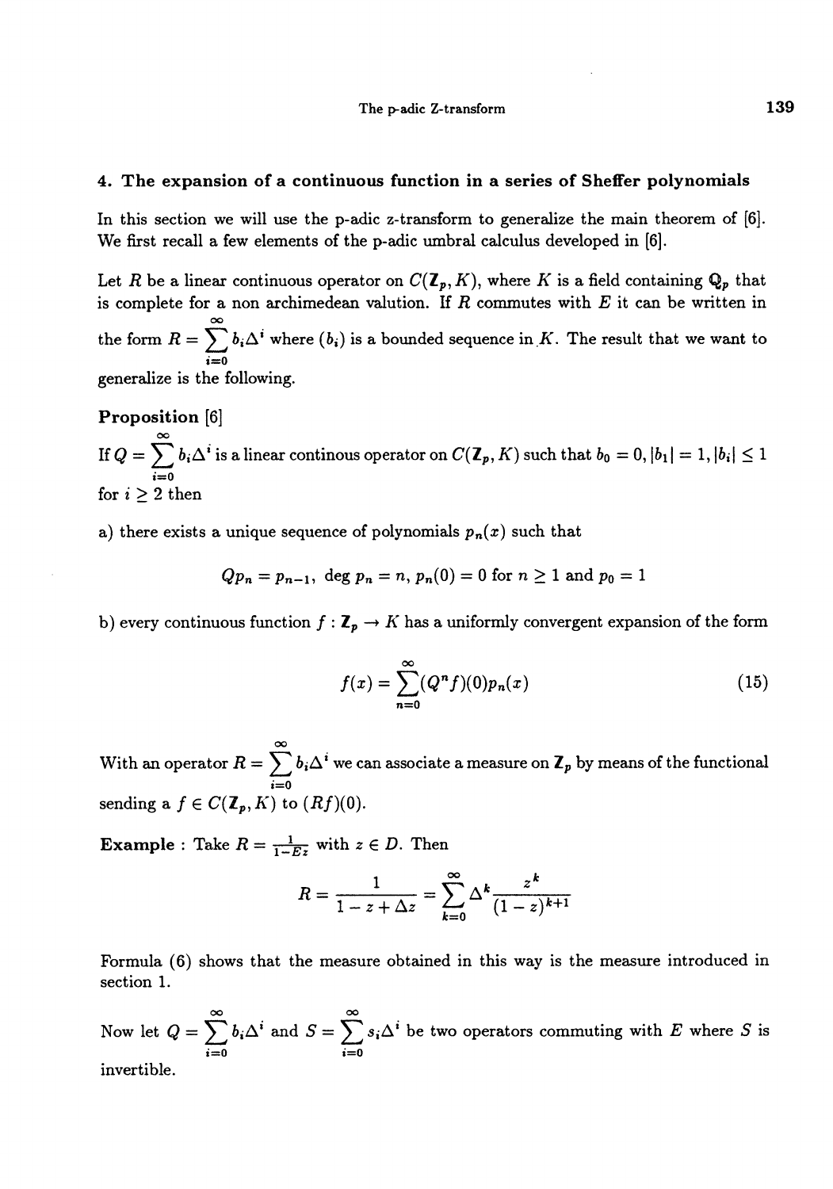## 4. The expansion of a continuous function in a series of Sheffer polynomials

In this section we will use the p-adic z-transform to generalize the main theorem of [6]. We first recall a few elements of the p-adic umbral calculus developed in [6].

Let $R$ be a linear continuous operator on $C(\mathbb{Z}_p, K)$, where $K$ is a field containing $\mathbb{Q}_p$ that is complete for a non archimedean valution. If $R$ commutes with $E$ it can be written in the form $R = \sum_{i=0}^{\infty} b_i \Delta^i$ where $(b_i)$ is a bounded sequence in $K$. The result that we want to generalize is the following.

**Proposition** [6]

If $Q = \sum_{i=0}^{\infty} b_i \Delta^i$ is a linear continous operator on $C(\mathbb{Z}_p, K)$ such that $b_0 = 0, |b_1| = 1, |b_i| \leq 1$ for $i \geq 2$ then

a) there exists a unique sequence of polynomials $p_n(x)$ such that

$$Qp_n = p_{n-1}, \ \deg p_n = n, \ p_n(0) = 0 \text{ for } n \geq 1 \text{ and } p_0 = 1$$

b) every continuous function $f : \mathbb{Z}_p \to K$ has a uniformly convergent expansion of the form

$$f(x) = \sum_{n=0}^{\infty} (Q^n f)(0) p_n(x) \tag{15}$$

With an operator $R = \sum_{i=0}^{\infty} b_i \Delta^i$ we can associate a measure on $\mathbb{Z}_p$ by means of the functional sending a $f \in C(\mathbb{Z}_p, K)$ to $(Rf)(0)$.

**Example** : Take $R = \frac{1}{1-Ez}$ with $z \in D$. Then

$$R = \frac{1}{1 - z + \Delta z} = \sum_{k=0}^{\infty} \Delta^k \frac{z^k}{(1-z)^{k+1}}$$

Formula (6) shows that the measure obtained in this way is the measure introduced in section 1.

Now let $Q = \sum_{i=0}^{\infty} b_i \Delta^i$ and $S = \sum_{i=0}^{\infty} s_i \Delta^i$ be two operators commuting with $E$ where $S$ is invertible.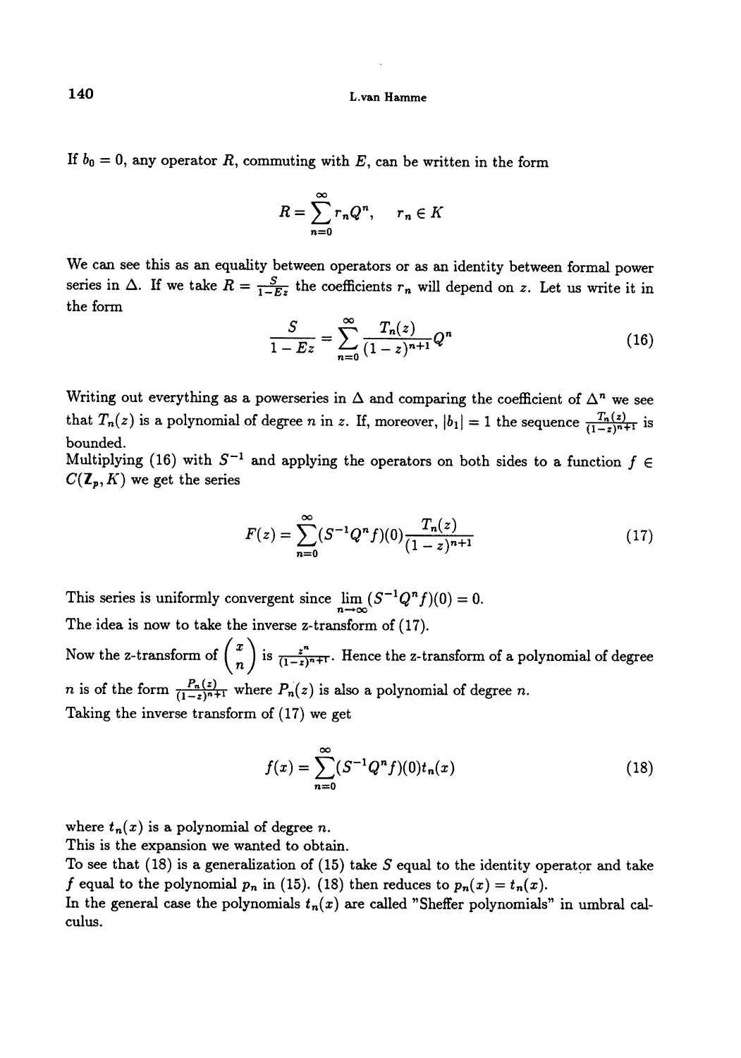If $b_0 = 0$, any operator $R$, commuting with $E$, can be written in the form

$$R = \sum_{n=0}^{\infty} r_n Q^n, \qquad r_n \in K$$

We can see this as an equality between operators or as an identity between formal power series in $\Delta$. If we take $R = \frac{S}{1-Ez}$ the coefficients $r_n$ will depend on $z$. Let us write it in the form

$$\frac{S}{1-Ez} = \sum_{n=0}^{\infty} \frac{T_n(z)}{(1-z)^{n+1}} Q^n \tag{16}$$

Writing out everything as a powerseries in $\Delta$ and comparing the coefficient of $\Delta^n$ we see that $T_n(z)$ is a polynomial of degree $n$ in $z$. If, moreover, $|b_1| = 1$ the sequence $\frac{T_n(z)}{(1-z)^{n+1}}$ is bounded.
Multiplying (16) with $S^{-1}$ and applying the operators on both sides to a function $f \in C(\mathbb{Z}_p, K)$ we get the series

$$F(z) = \sum_{n=0}^{\infty} (S^{-1}Q^n f)(0) \frac{T_n(z)}{(1-z)^{n+1}} \tag{17}$$

This series is uniformly convergent since $\lim_{n\to\infty} (S^{-1}Q^n f)(0) = 0$.
The idea is now to take the inverse z-transform of (17).
Now the z-transform of $\binom{x}{n}$ is $\frac{z^n}{(1-z)^{n+1}}$. Hence the z-transform of a polynomial of degree $n$ is of the form $\frac{P_n(z)}{(1-z)^{n+1}}$ where $P_n(z)$ is also a polynomial of degree $n$.
Taking the inverse transform of (17) we get

$$f(x) = \sum_{n=0}^{\infty} (S^{-1}Q^n f)(0) t_n(x) \tag{18}$$

where $t_n(x)$ is a polynomial of degree $n$.
This is the expansion we wanted to obtain.
To see that (18) is a generalization of (15) take $S$ equal to the identity operator and take $f$ equal to the polynomial $p_n$ in (15). (18) then reduces to $p_n(x) = t_n(x)$.
In the general case the polynomials $t_n(x)$ are called "Sheffer polynomials" in umbral calculus.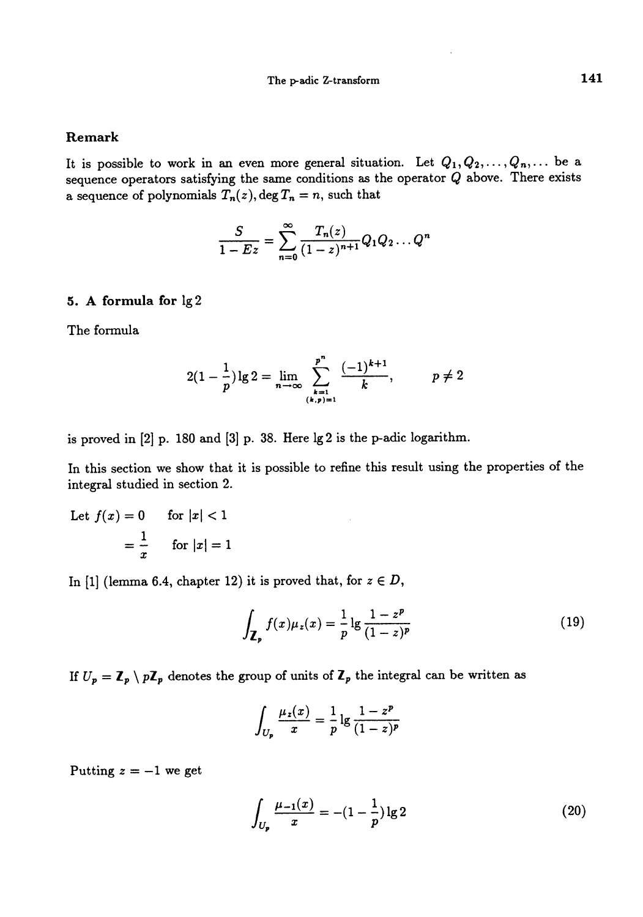### Remark

It is possible to work in an even more general situation. Let $Q_1, Q_2, \ldots, Q_n, \ldots$ be a sequence operators satisfying the same conditions as the operator $Q$ above. There exists a sequence of polynomials $T_n(z), \deg T_n = n$, such that

$$\frac{S}{1 - Ez} = \sum_{n=0}^{\infty} \frac{T_n(z)}{(1-z)^{n+1}} Q_1 Q_2 \ldots Q^n$$

## 5. A formula for $\lg 2$

The formula

$$2(1 - \frac{1}{p}) \lg 2 = \lim_{n \to \infty} \sum_{\substack{k=1 \\ (k,p)=1}}^{p^n} \frac{(-1)^{k+1}}{k}, \qquad p \neq 2$$

is proved in [2] p. 180 and [3] p. 38. Here $\lg 2$ is the p-adic logarithm.

In this section we show that it is possible to refine this result using the properties of the integral studied in section 2.

Let $f(x) = 0$ for $|x| < 1$

$= \frac{1}{x}$ for $|x| = 1$

In [1] (lemma 6.4, chapter 12) it is proved that, for $z \in D$,

$$\int_{\mathbf{Z}_p} f(x) \mu_z(x) = \frac{1}{p} \lg \frac{1 - z^p}{(1-z)^p} \tag{19}$$

If $U_p = \mathbf{Z}_p \setminus p\mathbf{Z}_p$ denotes the group of units of $\mathbf{Z}_p$ the integral can be written as

$$\int_{U_p} \frac{\mu_z(x)}{x} = \frac{1}{p} \lg \frac{1 - z^p}{(1-z)^p}$$

Putting $z = -1$ we get

$$\int_{U_p} \frac{\mu_{-1}(x)}{x} = -(1 - \frac{1}{p}) \lg 2 \tag{20}$$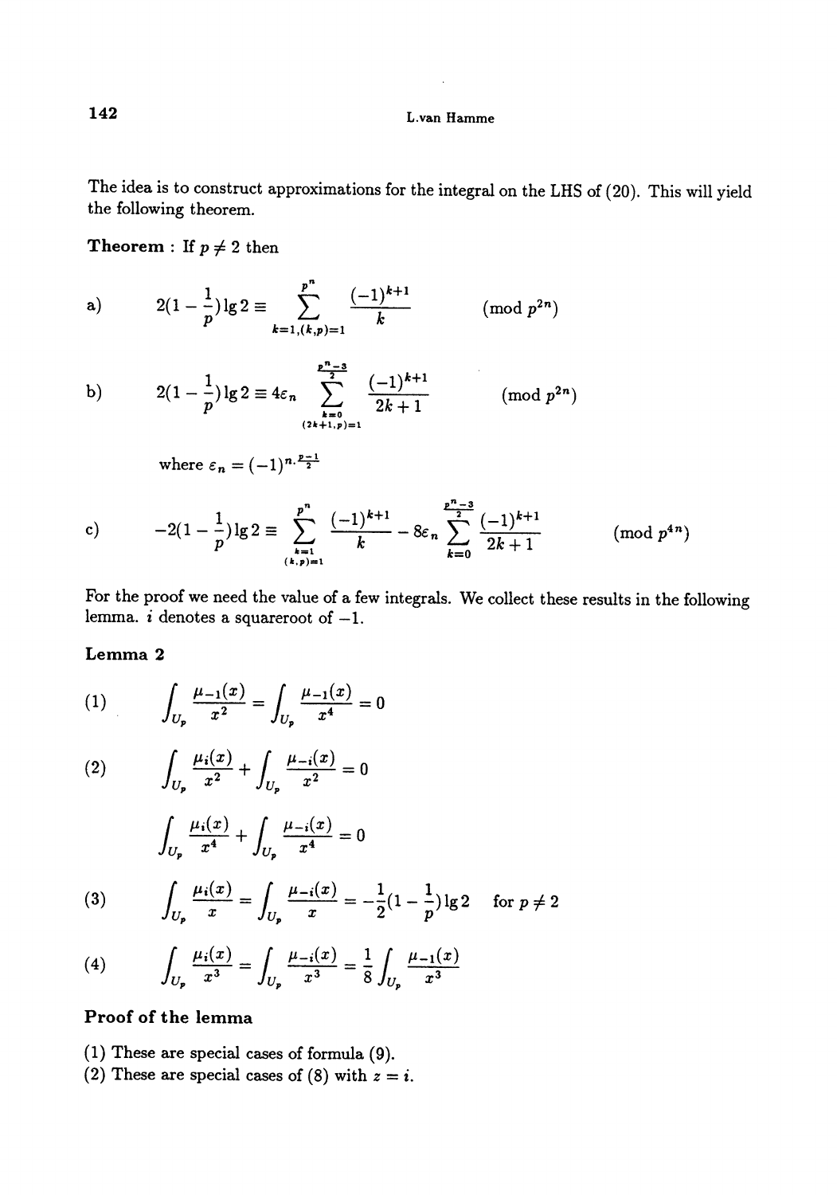The idea is to construct approximations for the integral on the LHS of (20). This will yield the following theorem.

**Theorem** : If $p \neq 2$ then

a) $$2(1-\frac{1}{p})\lg 2 \equiv \sum_{k=1,(k,p)=1}^{p^n} \frac{(-1)^{k+1}}{k} \pmod{p^{2n}}$$

b) $$2(1-\frac{1}{p})\lg 2 \equiv 4\varepsilon_n \sum_{\substack{k=0 \\ (2k+1,p)=1}}^{\frac{p^n-3}{2}} \frac{(-1)^{k+1}}{2k+1} \pmod{p^{2n}}$$

where $\varepsilon_n = (-1)^{n.\frac{p-1}{2}}$

c) $$-2(1-\frac{1}{p})\lg 2 \equiv \sum_{\substack{k=1 \\ (k,p)=1}}^{p^n} \frac{(-1)^{k+1}}{k} - 8\varepsilon_n \sum_{k=0}^{\frac{p^n-3}{2}} \frac{(-1)^{k+1}}{2k+1} \pmod{p^{4n}}$$

For the proof we need the value of a few integrals. We collect these results in the following lemma. $i$ denotes a squareroot of $-1$.

**Lemma 2**

(1) $$\int_{U_p} \frac{\mu_{-1}(x)}{x^2} = \int_{U_p} \frac{\mu_{-1}(x)}{x^4} = 0$$

(2) $$\int_{U_p} \frac{\mu_i(x)}{x^2} + \int_{U_p} \frac{\mu_{-i}(x)}{x^2} = 0$$

$$\int_{U_p} \frac{\mu_i(x)}{x^4} + \int_{U_p} \frac{\mu_{-i}(x)}{x^4} = 0$$

(3) $$\int_{U_p} \frac{\mu_i(x)}{x} = \int_{U_p} \frac{\mu_{-i}(x)}{x} = -\frac{1}{2}(1-\frac{1}{p})\lg 2 \quad \text{for } p \neq 2$$

(4) $$\int_{U_p} \frac{\mu_i(x)}{x^3} = \int_{U_p} \frac{\mu_{-i}(x)}{x^3} = \frac{1}{8}\int_{U_p} \frac{\mu_{-1}(x)}{x^3}$$

**Proof of the lemma**

(1) These are special cases of formula (9).

(2) These are special cases of (8) with $z = i$.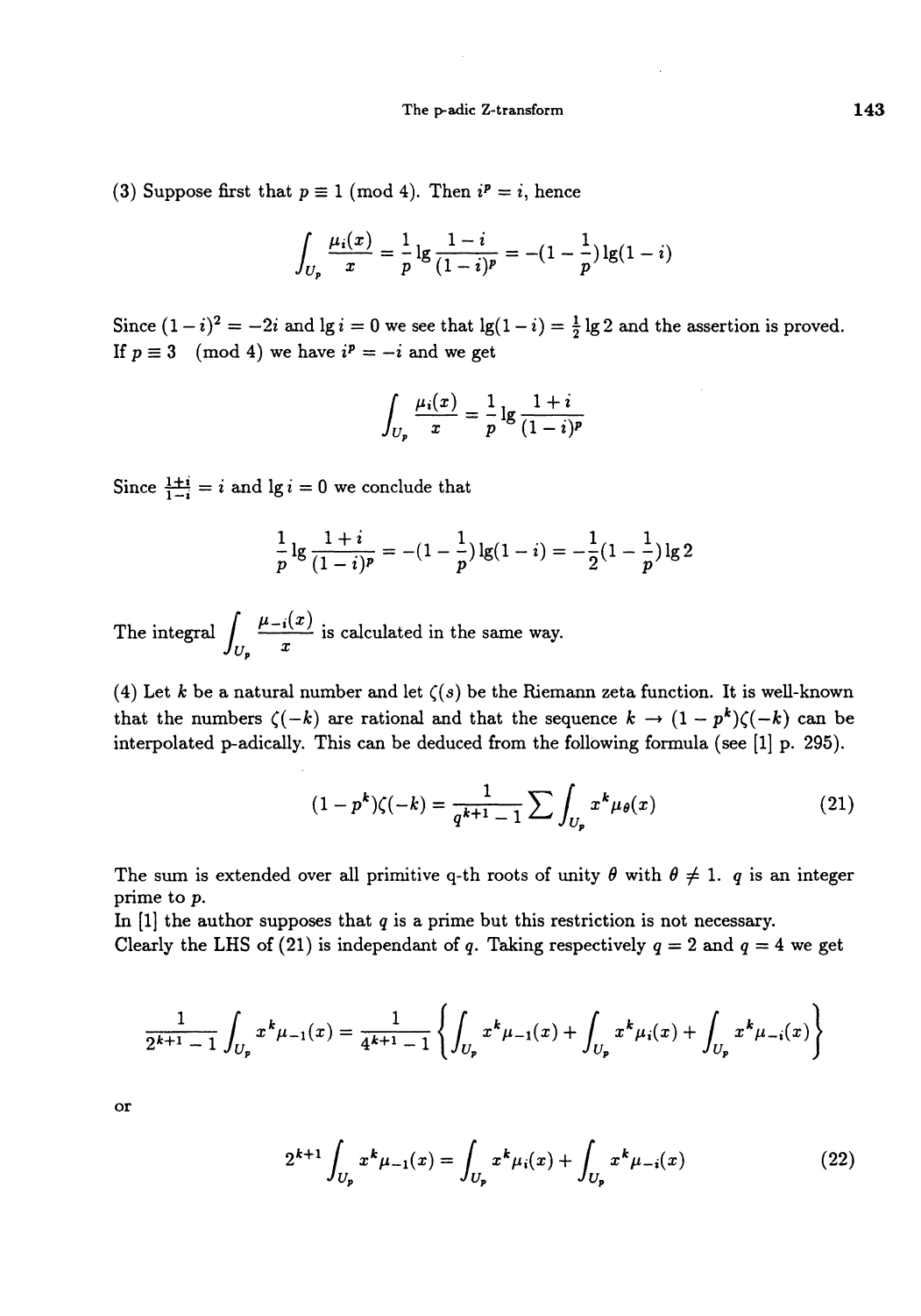(3) Suppose first that $p \equiv 1 \pmod 4$. Then $i^p = i$, hence

$$\int_{U_p} \frac{\mu_i(x)}{x} = \frac{1}{p} \lg \frac{1-i}{(1-i)^p} = -(1-\frac{1}{p}) \lg(1-i)$$

Since $(1-i)^2 = -2i$ and $\lg i = 0$ we see that $\lg(1-i) = \frac{1}{2}\lg 2$ and the assertion is proved. If $p \equiv 3 \pmod 4$ we have $i^p = -i$ and we get

$$\int_{U_p} \frac{\mu_i(x)}{x} = \frac{1}{p} \lg \frac{1+i}{(1-i)^p}$$

Since $\frac{1+i}{1-i} = i$ and $\lg i = 0$ we conclude that

$$\frac{1}{p} \lg \frac{1+i}{(1-i)^p} = -(1-\frac{1}{p}) \lg(1-i) = -\frac{1}{2}(1-\frac{1}{p}) \lg 2$$

The integral $\displaystyle\int_{U_p} \frac{\mu_{-i}(x)}{x}$ is calculated in the same way.

(4) Let $k$ be a natural number and let $\zeta(s)$ be the Riemann zeta function. It is well-known that the numbers $\zeta(-k)$ are rational and that the sequence $k \to (1-p^k)\zeta(-k)$ can be interpolated p-adically. This can be deduced from the following formula (see [1] p. 295).

$$(1-p^k)\zeta(-k) = \frac{1}{q^{k+1}-1} \sum \int_{U_p} x^k \mu_\theta(x) \tag{21}$$

The sum is extended over all primitive q-th roots of unity $\theta$ with $\theta \neq 1$. $q$ is an integer prime to $p$.

In [1] the author supposes that $q$ is a prime but this restriction is not necessary.

Clearly the LHS of (21) is independant of $q$. Taking respectively $q = 2$ and $q = 4$ we get

$$\frac{1}{2^{k+1}-1} \int_{U_p} x^k \mu_{-1}(x) = \frac{1}{4^{k+1}-1} \left\{ \int_{U_p} x^k \mu_{-1}(x) + \int_{U_p} x^k \mu_i(x) + \int_{U_p} x^k \mu_{-i}(x) \right\}$$

or

$$2^{k+1} \int_{U_p} x^k \mu_{-1}(x) = \int_{U_p} x^k \mu_i(x) + \int_{U_p} x^k \mu_{-i}(x) \tag{22}$$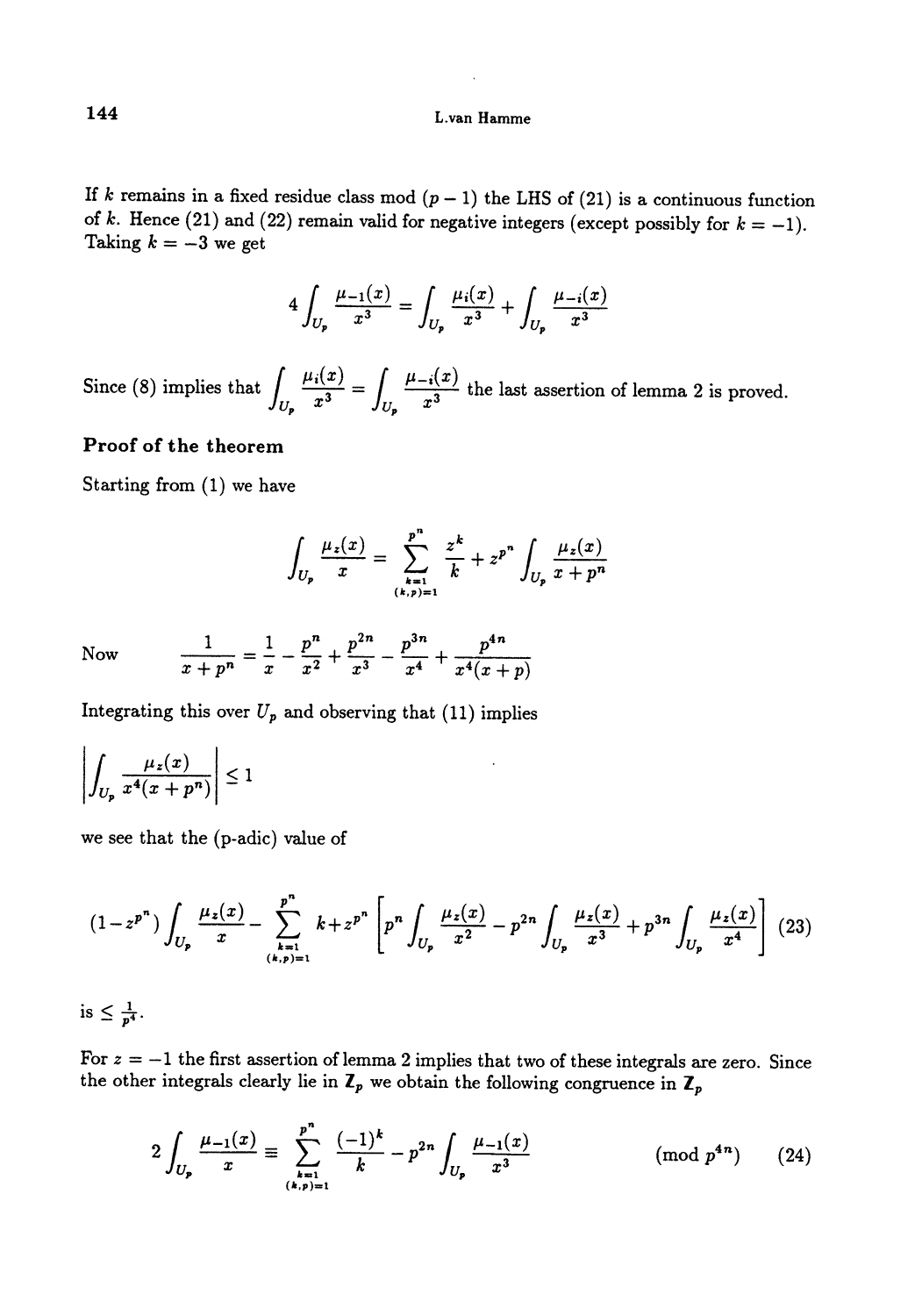If $k$ remains in a fixed residue class mod $(p-1)$ the LHS of (21) is a continuous function of $k$. Hence (21) and (22) remain valid for negative integers (except possibly for $k=-1$). Taking $k=-3$ we get

$$4\int_{U_p}\frac{\mu_{-1}(x)}{x^3}=\int_{U_p}\frac{\mu_i(x)}{x^3}+\int_{U_p}\frac{\mu_{-i}(x)}{x^3}$$

Since (8) implies that $\displaystyle\int_{U_p}\frac{\mu_i(x)}{x^3}=\int_{U_p}\frac{\mu_{-i}(x)}{x^3}$ the last assertion of lemma 2 is proved.

### Proof of the theorem

Starting from (1) we have

$$\int_{U_p}\frac{\mu_z(x)}{x}=\sum_{\substack{k=1\\(k,p)=1}}^{p^n}\frac{z^k}{k}+z^{p^n}\int_{U_p}\frac{\mu_z(x)}{x+p^n}$$

Now
$$\frac{1}{x+p^n}=\frac{1}{x}-\frac{p^n}{x^2}+\frac{p^{2n}}{x^3}-\frac{p^{3n}}{x^4}+\frac{p^{4n}}{x^4(x+p)}$$

Integrating this over $U_p$ and observing that (11) implies

$$\left|\int_{U_p}\frac{\mu_z(x)}{x^4(x+p^n)}\right|\le 1$$

we see that the (p-adic) value of

$$(1-z^{p^n})\int_{U_p}\frac{\mu_z(x)}{x}-\sum_{\substack{k=1\\(k,p)=1}}^{p^n}k+z^{p^n}\left[p^n\int_{U_p}\frac{\mu_z(x)}{x^2}-p^{2n}\int_{U_p}\frac{\mu_z(x)}{x^3}+p^{3n}\int_{U_p}\frac{\mu_z(x)}{x^4}\right]\quad(23)$$

is $\le\frac{1}{p^4}$.

For $z=-1$ the first assertion of lemma 2 implies that two of these integrals are zero. Since the other integrals clearly lie in $\mathbb{Z}_p$ we obtain the following congruence in $\mathbb{Z}_p$

$$2\int_{U_p}\frac{\mu_{-1}(x)}{x}\equiv\sum_{\substack{k=1\\(k,p)=1}}^{p^n}\frac{(-1)^k}{k}-p^{2n}\int_{U_p}\frac{\mu_{-1}(x)}{x^3}\pmod{p^{4n}}\quad(24)$$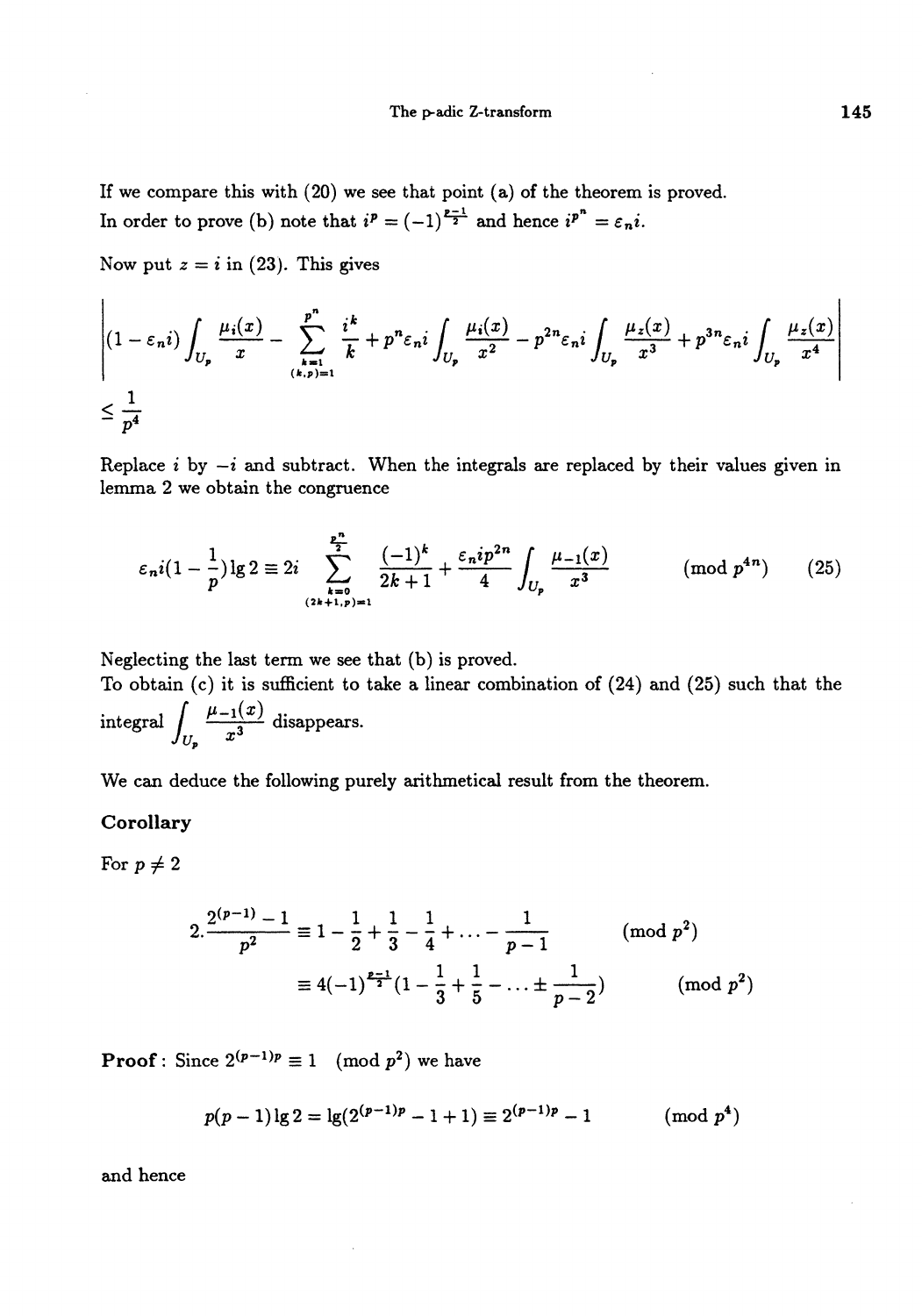If we compare this with (20) we see that point (a) of the theorem is proved.
In order to prove (b) note that $i^p = (-1)^{\frac{p-1}{2}}$ and hence $i^{p^n} = \varepsilon_n i$.

Now put $z = i$ in (23). This gives

$$\left| (1-\varepsilon_n i)\int_{U_p} \frac{\mu_i(x)}{x} - \sum_{\substack{k=1 \\ (k,p)=1}}^{p^n} \frac{i^k}{k} + p^n \varepsilon_n i \int_{U_p} \frac{\mu_i(x)}{x^2} - p^{2n}\varepsilon_n i \int_{U_p} \frac{\mu_z(x)}{x^3} + p^{3n}\varepsilon_n i \int_{U_p} \frac{\mu_z(x)}{x^4} \right|$$

$$\leq \frac{1}{p^4}$$

Replace $i$ by $-i$ and subtract. When the integrals are replaced by their values given in lemma 2 we obtain the congruence

$$\varepsilon_n i(1-\frac{1}{p})\lg 2 \equiv 2i \sum_{\substack{k=0 \\ (2k+1,p)=1}}^{\frac{p^n}{2}} \frac{(-1)^k}{2k+1} + \frac{\varepsilon_n i p^{2n}}{4}\int_{U_p} \frac{\mu_{-1}(x)}{x^3} \qquad (\text{mod } p^{4n}) \qquad (25)$$

Neglecting the last term we see that (b) is proved.
To obtain (c) it is sufficient to take a linear combination of (24) and (25) such that the integral $\int_{U_p} \frac{\mu_{-1}(x)}{x^3}$ disappears.

We can deduce the following purely arithmetical result from the theorem.

### Corollary

For $p \neq 2$

$$2.\frac{2^{(p-1)}-1}{p^2} \equiv 1 - \frac{1}{2} + \frac{1}{3} - \frac{1}{4} + \ldots - \frac{1}{p-1} \qquad (\text{mod } p^2)$$

$$\equiv 4(-1)^{\frac{p-1}{2}}(1 - \frac{1}{3} + \frac{1}{5} - \ldots \pm \frac{1}{p-2}) \qquad (\text{mod } p^2)$$

**Proof** : Since $2^{(p-1)p} \equiv 1 \pmod{p^2}$ we have

$$p(p-1)\lg 2 = \lg(2^{(p-1)p} - 1 + 1) \equiv 2^{(p-1)p} - 1 \qquad (\text{mod } p^4)$$

and hence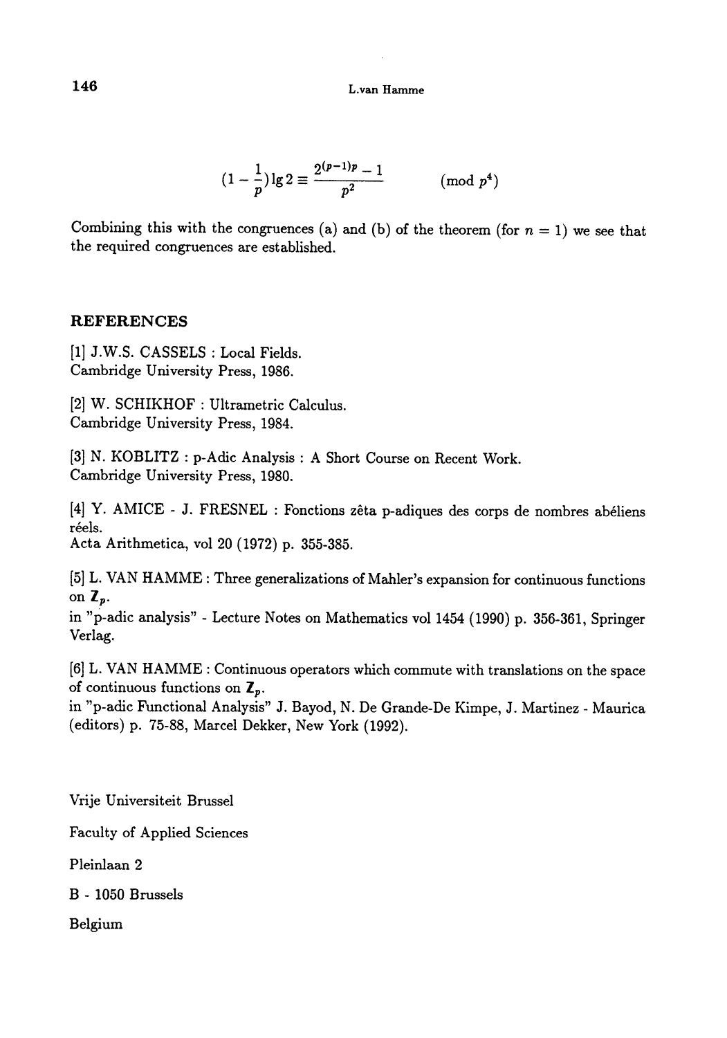$$(1-\frac{1}{p})\lg 2 \equiv \frac{2^{(p-1)p}-1}{p^2} \qquad (\text{mod } p^4)$$

Combining this with the congruences (a) and (b) of the theorem (for $n = 1$) we see that the required congruences are established.

## REFERENCES

[1] J.W.S. CASSELS : Local Fields.
Cambridge University Press, 1986.

[2] W. SCHIKHOF : Ultrametric Calculus.
Cambridge University Press, 1984.

[3] N. KOBLITZ : p-Adic Analysis : A Short Course on Recent Work.
Cambridge University Press, 1980.

[4] Y. AMICE - J. FRESNEL : Fonctions zêta p-adiques des corps de nombres abéliens réels.
Acta Arithmetica, vol 20 (1972) p. 355-385.

[5] L. VAN HAMME : Three generalizations of Mahler's expansion for continuous functions on $\mathbb{Z}_p$.
in "p-adic analysis" - Lecture Notes on Mathematics vol 1454 (1990) p. 356-361, Springer Verlag.

[6] L. VAN HAMME : Continuous operators which commute with translations on the space of continuous functions on $\mathbb{Z}_p$.
in "p-adic Functional Analysis" J. Bayod, N. De Grande-De Kimpe, J. Martinez - Maurica (editors) p. 75-88, Marcel Dekker, New York (1992).

Vrije Universiteit Brussel

Faculty of Applied Sciences

Pleinlaan 2

B - 1050 Brussels

Belgium